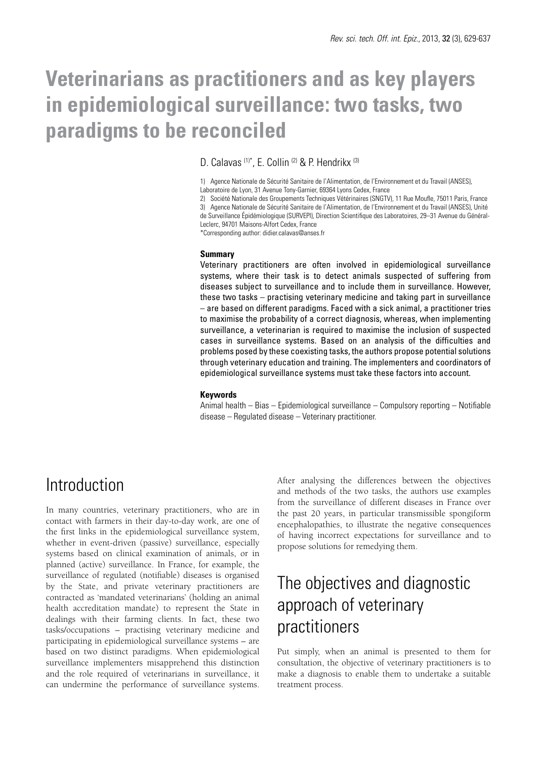# Veterinarians as practitioners and as key players in epidemiological surveillance: two tasks, two paradigms to be reconciled

D. Calavas [(1)*], E. Collin [(2)] & P. Hendrikx [(3)]

1) Agence Nationale de Sécurité Sanitaire de l'Alimentation, de l'Environnement et du Travail (ANSES), Laboratoire de Lyon, 31 Avenue Tony-Garnier, 69364 Lyons Cedex, France

2) Société Nationale des Groupements Techniques Vétérinaires (SNGTV), 11 Rue Moufle, 75011 Paris, France

3) Agence Nationale de Sécurité Sanitaire de l'Alimentation, de l'Environnement et du Travail (ANSES), Unité de Surveillance Épidémiologique (SURVEPI), Direction Scientifique des Laboratoires, 29–31 Avenue du Général-Leclerc, 94701 Maisons-Alfort Cedex, France

*Corresponding author: didier.calavas@anses.fr

#### Summary

Veterinary practitioners are often involved in epidemiological surveillance systems, where their task is to detect animals suspected of suffering from diseases subject to surveillance and to include them in surveillance. However, these two tasks – practising veterinary medicine and taking part in surveillance – are based on different paradigms. Faced with a sick animal, a practitioner tries to maximise the probability of a correct diagnosis, whereas, when implementing surveillance, a veterinarian is required to maximise the inclusion of suspected cases in surveillance systems. Based on an analysis of the difficulties and problems posed by these coexisting tasks, the authors propose potential solutions through veterinary education and training. The implementers and coordinators of epidemiological surveillance systems must take these factors into account.

#### Keywords

Animal health – Bias – Epidemiological surveillance – Compulsory reporting – Notifiable disease – Regulated disease – Veterinary practitioner.

## Introduction

In many countries, veterinary practitioners, who are in contact with farmers in their day-to-day work, are one of the first links in the epidemiological surveillance system, whether in event-driven (passive) surveillance, especially systems based on clinical examination of animals, or in planned (active) surveillance. In France, for example, the surveillance of regulated (notifiable) diseases is organised by the State, and private veterinary practitioners are contracted as 'mandated veterinarians' (holding an animal health accreditation mandate) to represent the State in dealings with their farming clients. In fact, these two tasks/occupations – practising veterinary medicine and participating in epidemiological surveillance systems – are based on two distinct paradigms. When epidemiological surveillance implementers misapprehend this distinction and the role required of veterinarians in surveillance, it can undermine the performance of surveillance systems. After analysing the differences between the objectives and methods of the two tasks, the authors use examples from the surveillance of different diseases in France over the past 20 years, in particular transmissible spongiform encephalopathies, to illustrate the negative consequences of having incorrect expectations for surveillance and to propose solutions for remedying them.

## The objectives and diagnostic approach of veterinary practitioners

Put simply, when an animal is presented to them for consultation, the objective of veterinary practitioners is to make a diagnosis to enable them to undertake a suitable treatment process.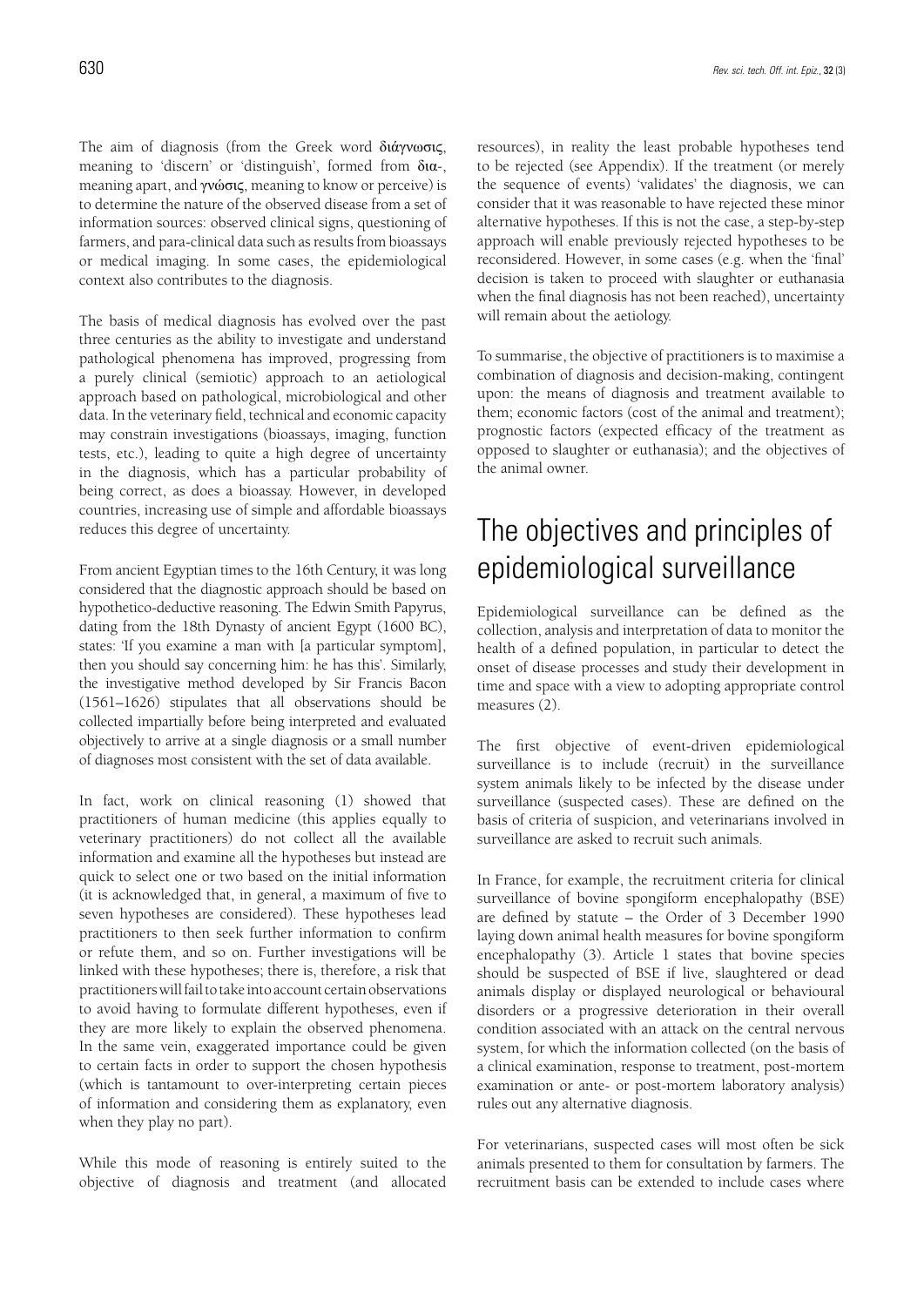The aim of diagnosis (from the Greek word διάγνωσις, meaning to 'discern' or 'distinguish', formed from δια-, meaning apart, and γνώσις, meaning to know or perceive) is to determine the nature of the observed disease from a set of information sources: observed clinical signs, questioning of farmers, and para-clinical data such as results from bioassays or medical imaging. In some cases, the epidemiological context also contributes to the diagnosis.

The basis of medical diagnosis has evolved over the past three centuries as the ability to investigate and understand pathological phenomena has improved, progressing from a purely clinical (semiotic) approach to an aetiological approach based on pathological, microbiological and other data. In the veterinary field, technical and economic capacity may constrain investigations (bioassays, imaging, function tests, etc.), leading to quite a high degree of uncertainty in the diagnosis, which has a particular probability of being correct, as does a bioassay. However, in developed countries, increasing use of simple and affordable bioassays reduces this degree of uncertainty.

From ancient Egyptian times to the 16th Century, it was long considered that the diagnostic approach should be based on hypothetico-deductive reasoning. The Edwin Smith Papyrus, dating from the 18th Dynasty of ancient Egypt (1600 BC), states: 'If you examine a man with [a particular symptom], then you should say concerning him: he has this'. Similarly, the investigative method developed by Sir Francis Bacon (1561–1626) stipulates that all observations should be collected impartially before being interpreted and evaluated objectively to arrive at a single diagnosis or a small number of diagnoses most consistent with the set of data available.

In fact, work on clinical reasoning (1) showed that practitioners of human medicine (this applies equally to veterinary practitioners) do not collect all the available information and examine all the hypotheses but instead are quick to select one or two based on the initial information (it is acknowledged that, in general, a maximum of five to seven hypotheses are considered). These hypotheses lead practitioners to then seek further information to confirm or refute them, and so on. Further investigations will be linked with these hypotheses; there is, therefore, a risk that practitioners will fail to take into account certain observations to avoid having to formulate different hypotheses, even if they are more likely to explain the observed phenomena. In the same vein, exaggerated importance could be given to certain facts in order to support the chosen hypothesis (which is tantamount to over-interpreting certain pieces of information and considering them as explanatory, even when they play no part).

While this mode of reasoning is entirely suited to the objective of diagnosis and treatment (and allocated resources), in reality the least probable hypotheses tend to be rejected (see Appendix). If the treatment (or merely the sequence of events) 'validates' the diagnosis, we can consider that it was reasonable to have rejected these minor alternative hypotheses. If this is not the case, a step-by-step approach will enable previously rejected hypotheses to be reconsidered. However, in some cases (e.g. when the 'final' decision is taken to proceed with slaughter or euthanasia when the final diagnosis has not been reached), uncertainty will remain about the aetiology.

To summarise, the objective of practitioners is to maximise a combination of diagnosis and decision-making, contingent upon: the means of diagnosis and treatment available to them; economic factors (cost of the animal and treatment); prognostic factors (expected efficacy of the treatment as opposed to slaughter or euthanasia); and the objectives of the animal owner.

# The objectives and principles of epidemiological surveillance

Epidemiological surveillance can be defined as the collection, analysis and interpretation of data to monitor the health of a defined population, in particular to detect the onset of disease processes and study their development in time and space with a view to adopting appropriate control measures (2).

The first objective of event-driven epidemiological surveillance is to include (recruit) in the surveillance system animals likely to be infected by the disease under surveillance (suspected cases). These are defined on the basis of criteria of suspicion, and veterinarians involved in surveillance are asked to recruit such animals.

In France, for example, the recruitment criteria for clinical surveillance of bovine spongiform encephalopathy (BSE) are defined by statute – the Order of 3 December 1990 laying down animal health measures for bovine spongiform encephalopathy (3). Article 1 states that bovine species should be suspected of BSE if live, slaughtered or dead animals display or displayed neurological or behavioural disorders or a progressive deterioration in their overall condition associated with an attack on the central nervous system, for which the information collected (on the basis of a clinical examination, response to treatment, post-mortem examination or ante- or post-mortem laboratory analysis) rules out any alternative diagnosis.

For veterinarians, suspected cases will most often be sick animals presented to them for consultation by farmers. The recruitment basis can be extended to include cases where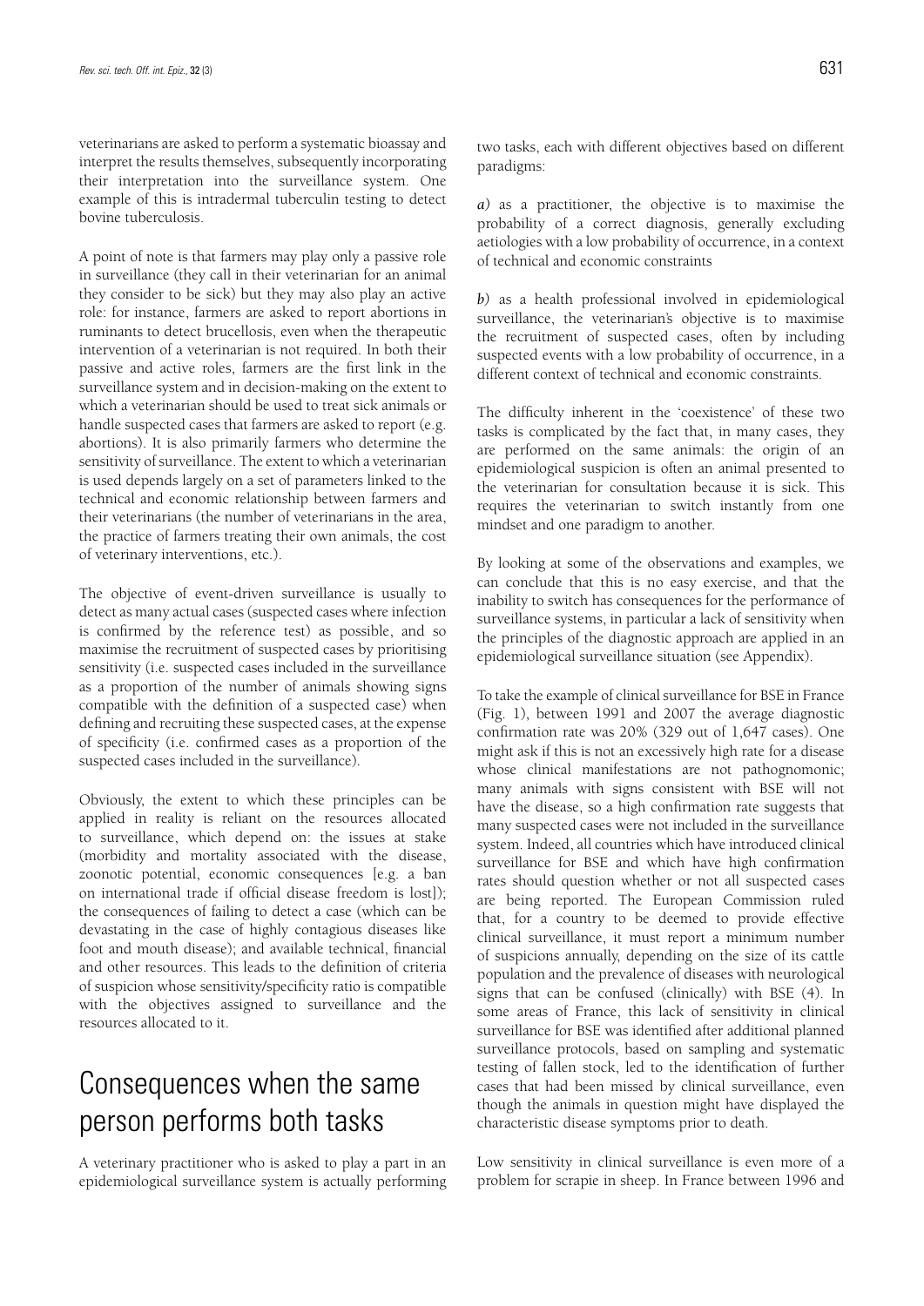veterinarians are asked to perform a systematic bioassay and interpret the results themselves, subsequently incorporating their interpretation into the surveillance system. One example of this is intradermal tuberculin testing to detect bovine tuberculosis.

A point of note is that farmers may play only a passive role in surveillance (they call in their veterinarian for an animal they consider to be sick) but they may also play an active role: for instance, farmers are asked to report abortions in ruminants to detect brucellosis, even when the therapeutic intervention of a veterinarian is not required. In both their passive and active roles, farmers are the first link in the surveillance system and in decision-making on the extent to which a veterinarian should be used to treat sick animals or handle suspected cases that farmers are asked to report (e.g. abortions). It is also primarily farmers who determine the sensitivity of surveillance. The extent to which a veterinarian is used depends largely on a set of parameters linked to the technical and economic relationship between farmers and their veterinarians (the number of veterinarians in the area, the practice of farmers treating their own animals, the cost of veterinary interventions, etc.).

The objective of event-driven surveillance is usually to detect as many actual cases (suspected cases where infection is confirmed by the reference test) as possible, and so maximise the recruitment of suspected cases by prioritising sensitivity (i.e. suspected cases included in the surveillance as a proportion of the number of animals showing signs compatible with the definition of a suspected case) when defining and recruiting these suspected cases, at the expense of specificity (i.e. confirmed cases as a proportion of the suspected cases included in the surveillance).

Obviously, the extent to which these principles can be applied in reality is reliant on the resources allocated to surveillance, which depend on: the issues at stake (morbidity and mortality associated with the disease, zoonotic potential, economic consequences [e.g. a ban on international trade if official disease freedom is lost]); the consequences of failing to detect a case (which can be devastating in the case of highly contagious diseases like foot and mouth disease); and available technical, financial and other resources. This leads to the definition of criteria of suspicion whose sensitivity/specificity ratio is compatible with the objectives assigned to surveillance and the resources allocated to it.

# Consequences when the same person performs both tasks

A veterinary practitioner who is asked to play a part in an epidemiological surveillance system is actually performing two tasks, each with different objectives based on different paradigms:

*a)* as a practitioner, the objective is to maximise the probability of a correct diagnosis, generally excluding aetiologies with a low probability of occurrence, in a context of technical and economic constraints

*b)* as a health professional involved in epidemiological surveillance, the veterinarian's objective is to maximise the recruitment of suspected cases, often by including suspected events with a low probability of occurrence, in a different context of technical and economic constraints.

The difficulty inherent in the 'coexistence' of these two tasks is complicated by the fact that, in many cases, they are performed on the same animals: the origin of an epidemiological suspicion is often an animal presented to the veterinarian for consultation because it is sick. This requires the veterinarian to switch instantly from one mindset and one paradigm to another.

By looking at some of the observations and examples, we can conclude that this is no easy exercise, and that the inability to switch has consequences for the performance of surveillance systems, in particular a lack of sensitivity when the principles of the diagnostic approach are applied in an epidemiological surveillance situation (see Appendix).

To take the example of clinical surveillance for BSE in France (Fig. 1), between 1991 and 2007 the average diagnostic confirmation rate was 20% (329 out of 1,647 cases). One might ask if this is not an excessively high rate for a disease whose clinical manifestations are not pathognomonic; many animals with signs consistent with BSE will not have the disease, so a high confirmation rate suggests that many suspected cases were not included in the surveillance system. Indeed, all countries which have introduced clinical surveillance for BSE and which have high confirmation rates should question whether or not all suspected cases are being reported. The European Commission ruled that, for a country to be deemed to provide effective clinical surveillance, it must report a minimum number of suspicions annually, depending on the size of its cattle population and the prevalence of diseases with neurological signs that can be confused (clinically) with BSE (4). In some areas of France, this lack of sensitivity in clinical surveillance for BSE was identified after additional planned surveillance protocols, based on sampling and systematic testing of fallen stock, led to the identification of further cases that had been missed by clinical surveillance, even though the animals in question might have displayed the characteristic disease symptoms prior to death.

Low sensitivity in clinical surveillance is even more of a problem for scrapie in sheep. In France between 1996 and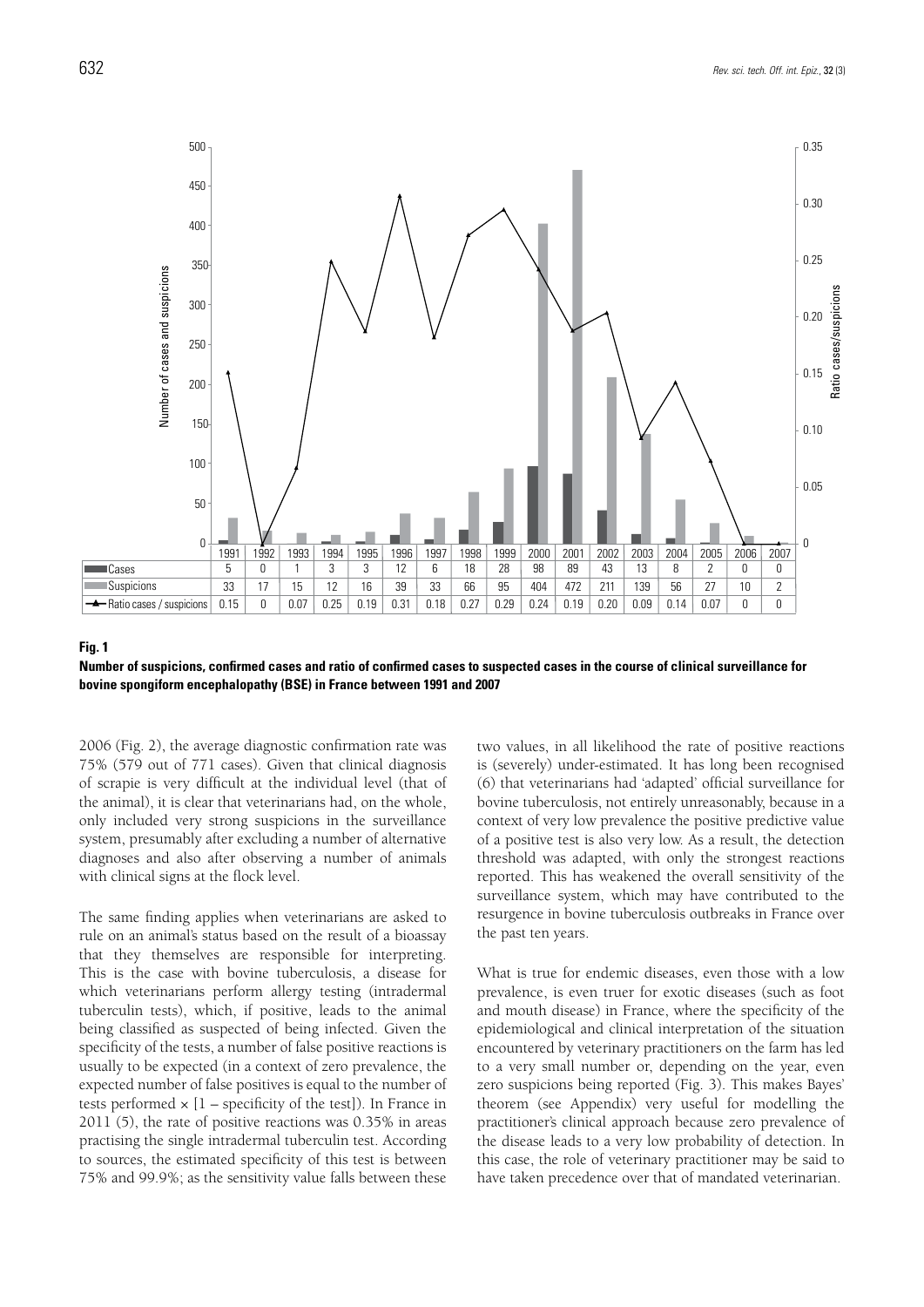| | 1991 | 1992 | 1993 | 1994 | 1995 | 1996 | 1997 | 1998 | 1999 | 2000 | 2001 | 2002 | 2003 | 2004 | 2005 | 2006 | 2007 |
|---|---|---|---|---|---|---|---|---|---|---|---|---|---|---|---|---|---|
| Cases | 5 | 0 | 1 | 3 | 3 | 12 | 6 | 18 | 28 | 98 | 89 | 43 | 13 | 8 | 2 | 0 | 0 |
| Suspicions | 33 | 17 | 15 | 12 | 16 | 39 | 33 | 66 | 95 | 404 | 472 | 211 | 139 | 56 | 27 | 10 | 2 |
| Ratio cases / suspicions | 0.15 | 0 | 0.07 | 0.25 | 0.19 | 0.31 | 0.18 | 0.27 | 0.29 | 0.24 | 0.19 | 0.20 | 0.09 | 0.14 | 0.07 | 0 | 0 |

**Fig. 1**
**Number of suspicions, confirmed cases and ratio of confirmed cases to suspected cases in the course of clinical surveillance for bovine spongiform encephalopathy (BSE) in France between 1991 and 2007**

2006 (Fig. 2), the average diagnostic confirmation rate was 75% (579 out of 771 cases). Given that clinical diagnosis of scrapie is very difficult at the individual level (that of the animal), it is clear that veterinarians had, on the whole, only included very strong suspicions in the surveillance system, presumably after excluding a number of alternative diagnoses and also after observing a number of animals with clinical signs at the flock level.

The same finding applies when veterinarians are asked to rule on an animal's status based on the result of a bioassay that they themselves are responsible for interpreting. This is the case with bovine tuberculosis, a disease for which veterinarians perform allergy testing (intradermal tuberculin tests), which, if positive, leads to the animal being classified as suspected of being infected. Given the specificity of the tests, a number of false positive reactions is usually to be expected (in a context of zero prevalence, the expected number of false positives is equal to the number of tests performed × [1 – specificity of the test]). In France in 2011 (5), the rate of positive reactions was 0.35% in areas practising the single intradermal tuberculin test. According to sources, the estimated specificity of this test is between 75% and 99.9%; as the sensitivity value falls between these two values, in all likelihood the rate of positive reactions is (severely) under-estimated. It has long been recognised (6) that veterinarians had 'adapted' official surveillance for bovine tuberculosis, not entirely unreasonably, because in a context of very low prevalence the positive predictive value of a positive test is also very low. As a result, the detection threshold was adapted, with only the strongest reactions reported. This has weakened the overall sensitivity of the surveillance system, which may have contributed to the resurgence in bovine tuberculosis outbreaks in France over the past ten years.

What is true for endemic diseases, even those with a low prevalence, is even truer for exotic diseases (such as foot and mouth disease) in France, where the specificity of the epidemiological and clinical interpretation of the situation encountered by veterinary practitioners on the farm has led to a very small number or, depending on the year, even zero suspicions being reported (Fig. 3). This makes Bayes' theorem (see Appendix) very useful for modelling the practitioner's clinical approach because zero prevalence of the disease leads to a very low probability of detection. In this case, the role of veterinary practitioner may be said to have taken precedence over that of mandated veterinarian.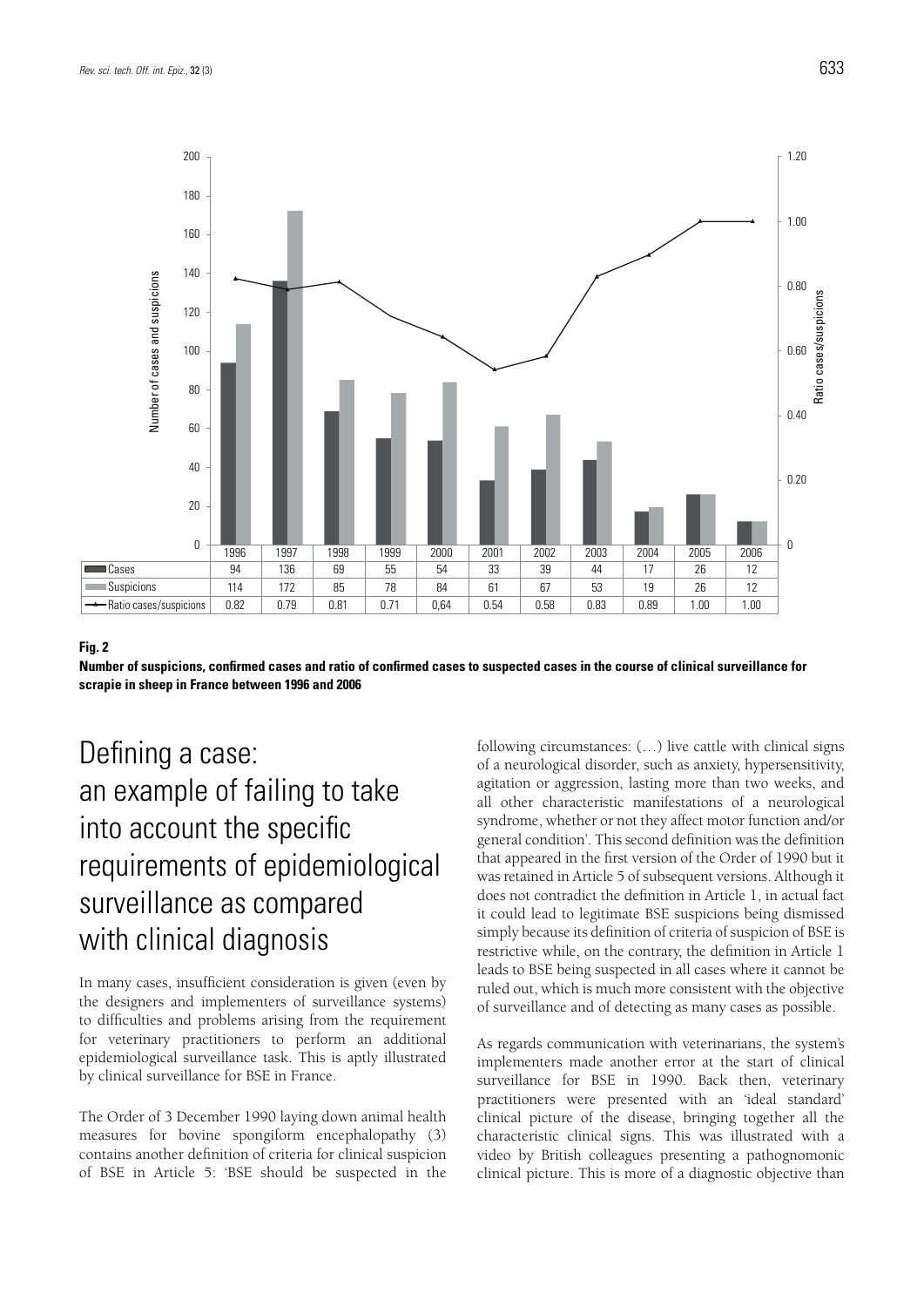| | 1996 | 1997 | 1998 | 1999 | 2000 | 2001 | 2002 | 2003 | 2004 | 2005 | 2006 |
|---|---|---|---|---|---|---|---|---|---|---|---|
| Cases | 94 | 136 | 69 | 55 | 54 | 33 | 39 | 44 | 17 | 26 | 12 |
| Suspicions | 114 | 172 | 85 | 78 | 84 | 61 | 67 | 53 | 19 | 26 | 12 |
| Ratio cases/suspicions | 0.82 | 0.79 | 0.81 | 0.71 | 0,64 | 0.54 | 0.58 | 0.83 | 0.89 | 1.00 | 1.00 |

**Fig. 2**

**Number of suspicions, confirmed cases and ratio of confirmed cases to suspected cases in the course of clinical surveillance for scrapie in sheep in France between 1996 and 2006**

# Defining a case: an example of failing to take into account the specific requirements of epidemiological surveillance as compared with clinical diagnosis

In many cases, insufficient consideration is given (even by the designers and implementers of surveillance systems) to difficulties and problems arising from the requirement for veterinary practitioners to perform an additional epidemiological surveillance task. This is aptly illustrated by clinical surveillance for BSE in France.

The Order of 3 December 1990 laying down animal health measures for bovine spongiform encephalopathy (3) contains another definition of criteria for clinical suspicion of BSE in Article 5: 'BSE should be suspected in the following circumstances: (…) live cattle with clinical signs of a neurological disorder, such as anxiety, hypersensitivity, agitation or aggression, lasting more than two weeks, and all other characteristic manifestations of a neurological syndrome, whether or not they affect motor function and/or general condition'. This second definition was the definition that appeared in the first version of the Order of 1990 but it was retained in Article 5 of subsequent versions. Although it does not contradict the definition in Article 1, in actual fact it could lead to legitimate BSE suspicions being dismissed simply because its definition of criteria of suspicion of BSE is restrictive while, on the contrary, the definition in Article 1 leads to BSE being suspected in all cases where it cannot be ruled out, which is much more consistent with the objective of surveillance and of detecting as many cases as possible.

As regards communication with veterinarians, the system's implementers made another error at the start of clinical surveillance for BSE in 1990. Back then, veterinary practitioners were presented with an 'ideal standard' clinical picture of the disease, bringing together all the characteristic clinical signs. This was illustrated with a video by British colleagues presenting a pathognomonic clinical picture. This is more of a diagnostic objective than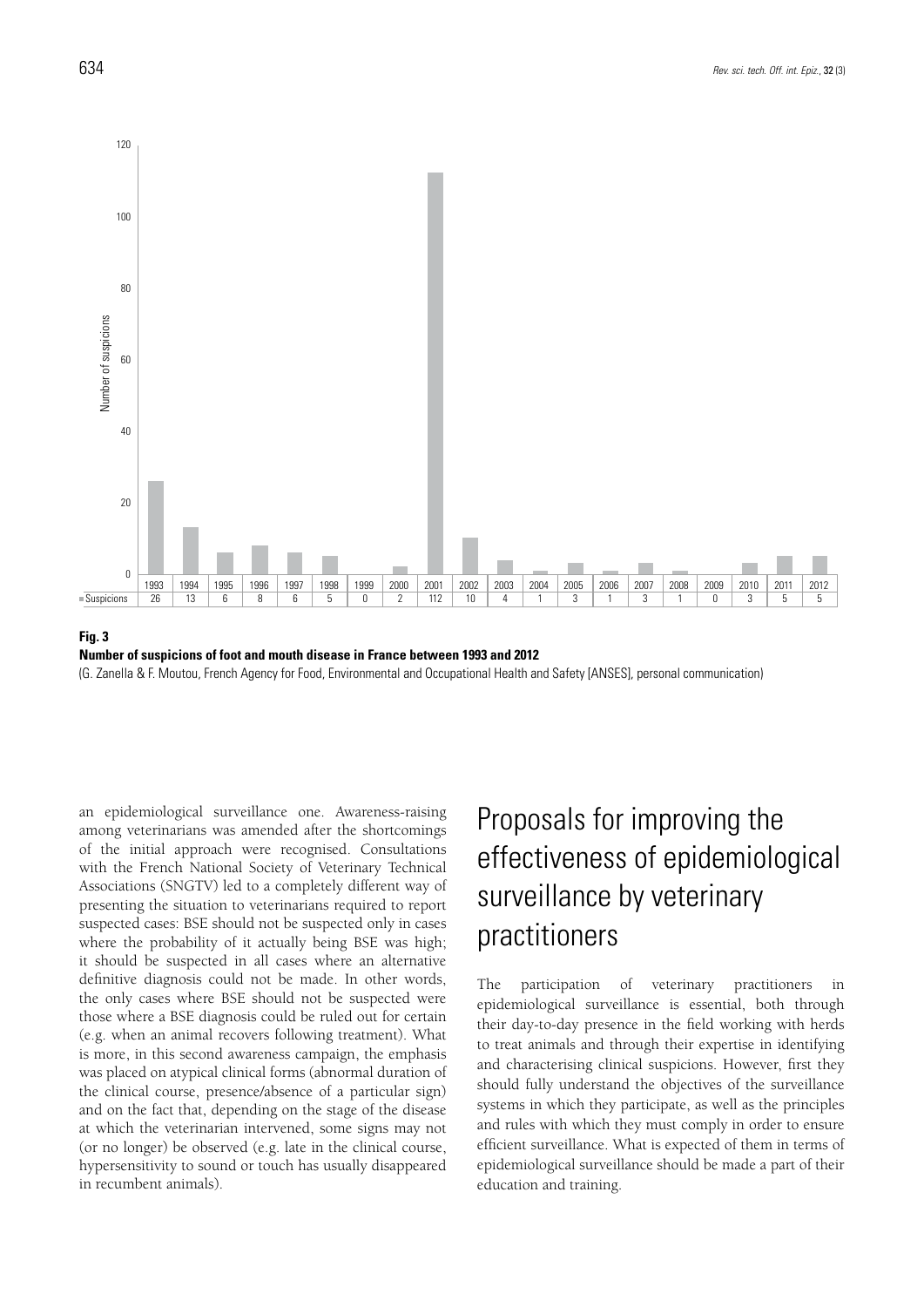| | 1993 | 1994 | 1995 | 1996 | 1997 | 1998 | 1999 | 2000 | 2001 | 2002 | 2003 | 2004 | 2005 | 2006 | 2007 | 2008 | 2009 | 2010 | 2011 | 2012 |
|---|---|---|---|---|---|---|---|---|---|---|---|---|---|---|---|---|---|---|---|---|
| Suspicions | 26 | 13 | 6 | 8 | 6 | 5 | 0 | 2 | 112 | 10 | 4 | 1 | 3 | 1 | 3 | 1 | 0 | 3 | 5 | 5 |

**Fig. 3**
**Number of suspicions of foot and mouth disease in France between 1993 and 2012**
(G. Zanella & F. Moutou, French Agency for Food, Environmental and Occupational Health and Safety [ANSES], personal communication)

an epidemiological surveillance one. Awareness-raising among veterinarians was amended after the shortcomings of the initial approach were recognised. Consultations with the French National Society of Veterinary Technical Associations (SNGTV) led to a completely different way of presenting the situation to veterinarians required to report suspected cases: BSE should not be suspected only in cases where the probability of it actually being BSE was high; it should be suspected in all cases where an alternative definitive diagnosis could not be made. In other words, the only cases where BSE should not be suspected were those where a BSE diagnosis could be ruled out for certain (e.g. when an animal recovers following treatment). What is more, in this second awareness campaign, the emphasis was placed on atypical clinical forms (abnormal duration of the clinical course, presence/absence of a particular sign) and on the fact that, depending on the stage of the disease at which the veterinarian intervened, some signs may not (or no longer) be observed (e.g. late in the clinical course, hypersensitivity to sound or touch has usually disappeared in recumbent animals).

# Proposals for improving the effectiveness of epidemiological surveillance by veterinary practitioners

The participation of veterinary practitioners in epidemiological surveillance is essential, both through their day-to-day presence in the field working with herds to treat animals and through their expertise in identifying and characterising clinical suspicions. However, first they should fully understand the objectives of the surveillance systems in which they participate, as well as the principles and rules with which they must comply in order to ensure efficient surveillance. What is expected of them in terms of epidemiological surveillance should be made a part of their education and training.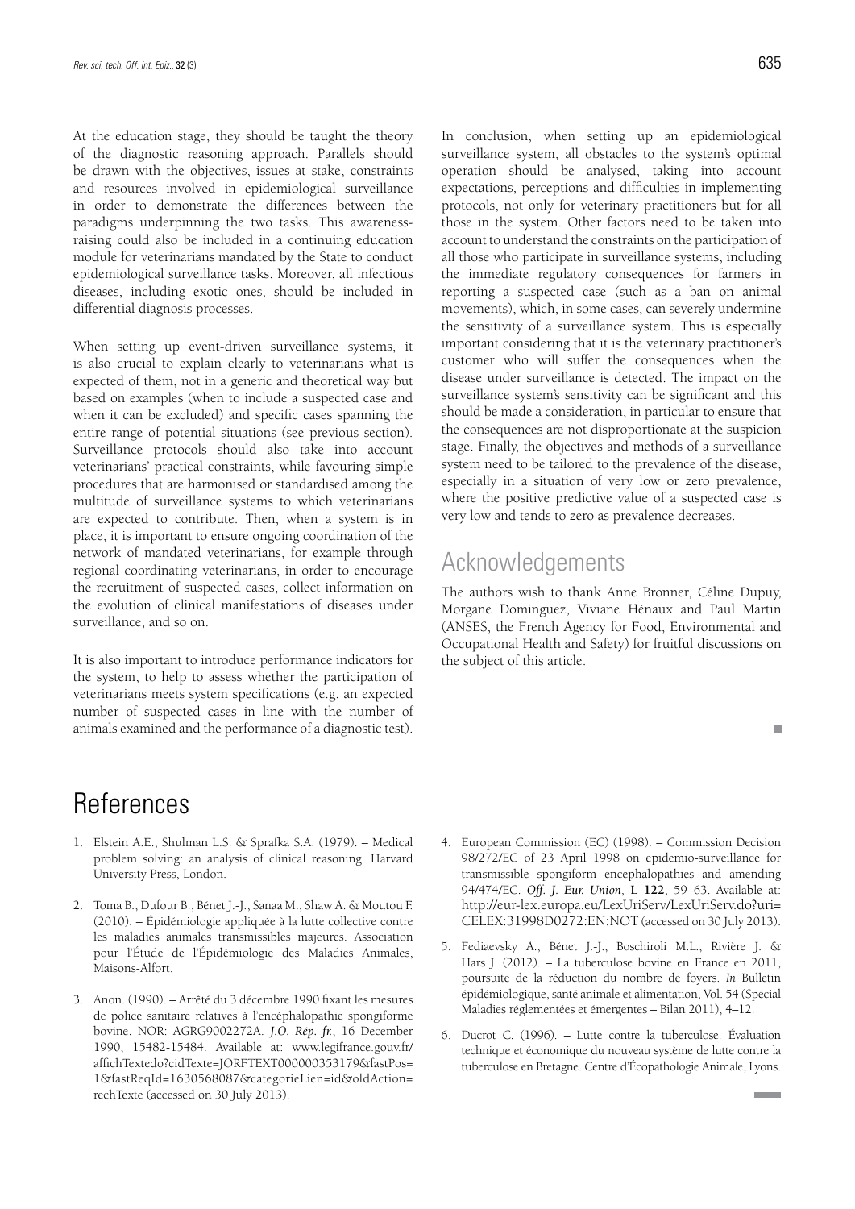At the education stage, they should be taught the theory of the diagnostic reasoning approach. Parallels should be drawn with the objectives, issues at stake, constraints and resources involved in epidemiological surveillance in order to demonstrate the differences between the paradigms underpinning the two tasks. This awareness-raising could also be included in a continuing education module for veterinarians mandated by the State to conduct epidemiological surveillance tasks. Moreover, all infectious diseases, including exotic ones, should be included in differential diagnosis processes.

When setting up event-driven surveillance systems, it is also crucial to explain clearly to veterinarians what is expected of them, not in a generic and theoretical way but based on examples (when to include a suspected case and when it can be excluded) and specific cases spanning the entire range of potential situations (see previous section). Surveillance protocols should also take into account veterinarians' practical constraints, while favouring simple procedures that are harmonised or standardised among the multitude of surveillance systems to which veterinarians are expected to contribute. Then, when a system is in place, it is important to ensure ongoing coordination of the network of mandated veterinarians, for example through regional coordinating veterinarians, in order to encourage the recruitment of suspected cases, collect information on the evolution of clinical manifestations of diseases under surveillance, and so on.

It is also important to introduce performance indicators for the system, to help to assess whether the participation of veterinarians meets system specifications (e.g. an expected number of suspected cases in line with the number of animals examined and the performance of a diagnostic test).

In conclusion, when setting up an epidemiological surveillance system, all obstacles to the system's optimal operation should be analysed, taking into account expectations, perceptions and difficulties in implementing protocols, not only for veterinary practitioners but for all those in the system. Other factors need to be taken into account to understand the constraints on the participation of all those who participate in surveillance systems, including the immediate regulatory consequences for farmers in reporting a suspected case (such as a ban on animal movements), which, in some cases, can severely undermine the sensitivity of a surveillance system. This is especially important considering that it is the veterinary practitioner's customer who will suffer the consequences when the disease under surveillance is detected. The impact on the surveillance system's sensitivity can be significant and this should be made a consideration, in particular to ensure that the consequences are not disproportionate at the suspicion stage. Finally, the objectives and methods of a surveillance system need to be tailored to the prevalence of the disease, especially in a situation of very low or zero prevalence, where the positive predictive value of a suspected case is very low and tends to zero as prevalence decreases.

## Acknowledgements

The authors wish to thank Anne Bronner, Céline Dupuy, Morgane Dominguez, Viviane Hénaux and Paul Martin (ANSES, the French Agency for Food, Environmental and Occupational Health and Safety) for fruitful discussions on the subject of this article.

# References

1. Elstein A.E., Shulman L.S. & Sprafka S.A. (1979). – Medical problem solving: an analysis of clinical reasoning. Harvard University Press, London.

2. Toma B., Dufour B., Bénet J.-J., Sanaa M., Shaw A. & Moutou F. (2010). – Épidémiologie appliquée à la lutte collective contre les maladies animales transmissibles majeures. Association pour l'Étude de l'Épidémiologie des Maladies Animales, Maisons-Alfort.

3. Anon. (1990). – Arrêté du 3 décembre 1990 fixant les mesures de police sanitaire relatives à l'encéphalopathie spongiforme bovine. NOR: AGRG9002272A. *J.O. Rép. fr.*, 16 December 1990, 15482-15484. Available at: www.legifrance.gouv.fr/affichTextedo?cidTexte=JORFTEXT000000353179&fastPos=1&fastReqId=1630568087&categorieLien=id&oldAction=rechTexte (accessed on 30 July 2013).

4. European Commission (EC) (1998). – Commission Decision 98/272/EC of 23 April 1998 on epidemio-surveillance for transmissible spongiform encephalopathies and amending 94/474/EC. *Off. J. Eur. Union*, **L 122**, 59–63. Available at: http://eur-lex.europa.eu/LexUriServ/LexUriServ.do?uri=CELEX:31998D0272:EN:NOT (accessed on 30 July 2013).

5. Fediaevsky A., Bénet J.-J., Boschiroli M.L., Rivière J. & Hars J. (2012). – La tuberculose bovine en France en 2011, poursuite de la réduction du nombre de foyers. *In* Bulletin épidémiologique, santé animale et alimentation, Vol. 54 (Spécial Maladies réglementées et émergentes – Bilan 2011), 4–12.

6. Ducrot C. (1996). – Lutte contre la tuberculose. Évaluation technique et économique du nouveau système de lutte contre la tuberculose en Bretagne. Centre d'Écopathologie Animale, Lyons.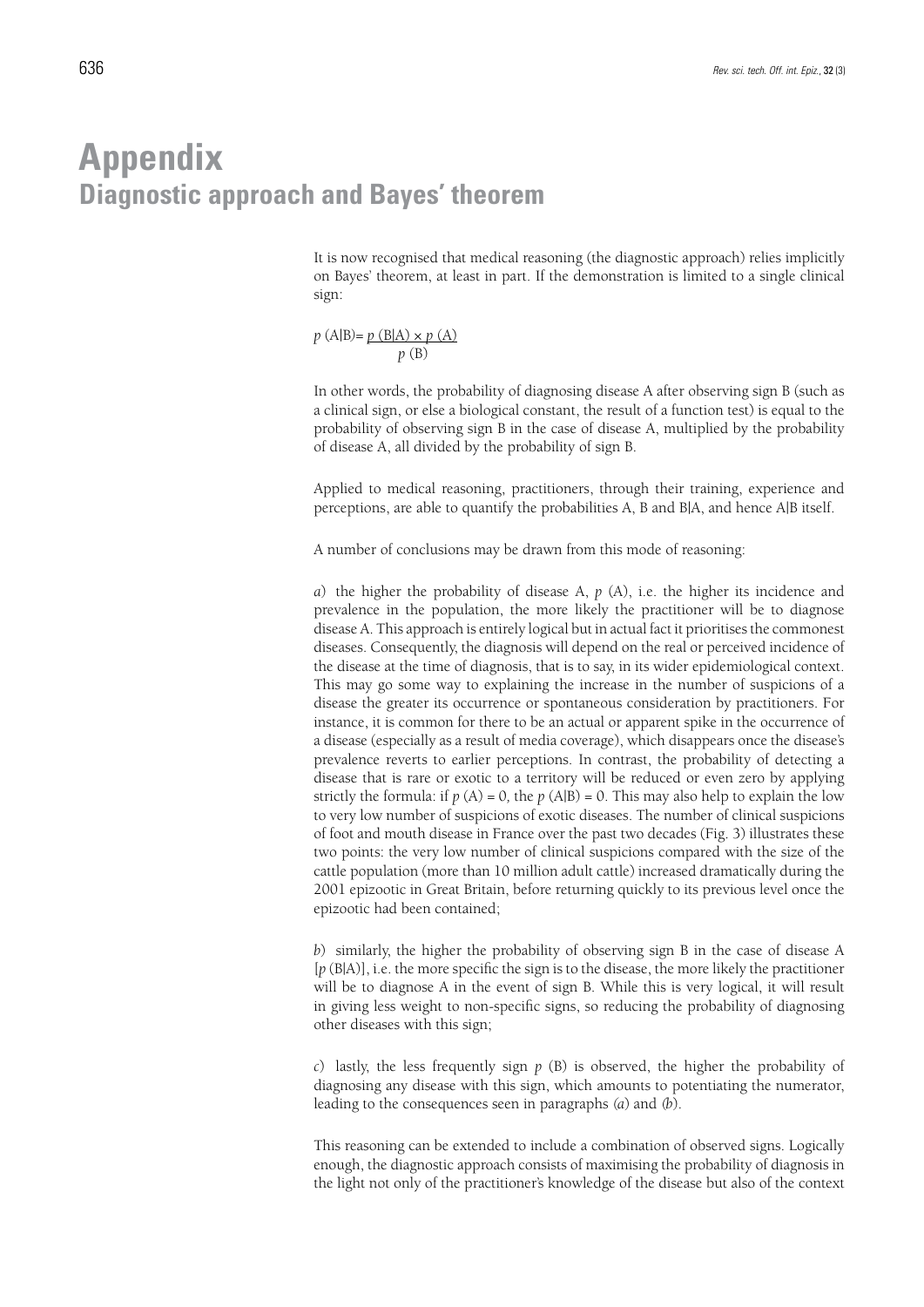# Appendix

## Diagnostic approach and Bayes' theorem

It is now recognised that medical reasoning (the diagnostic approach) relies implicitly on Bayes' theorem, at least in part. If the demonstration is limited to a single clinical sign:

$$p(A|B) = \frac{p(B|A) \times p(A)}{p(B)}$$

In other words, the probability of diagnosing disease A after observing sign B (such as a clinical sign, or else a biological constant, the result of a function test) is equal to the probability of observing sign B in the case of disease A, multiplied by the probability of disease A, all divided by the probability of sign B.

Applied to medical reasoning, practitioners, through their training, experience and perceptions, are able to quantify the probabilities A, B and B|A, and hence A|B itself.

A number of conclusions may be drawn from this mode of reasoning:

*a*) the higher the probability of disease A, $p(A)$, i.e. the higher its incidence and prevalence in the population, the more likely the practitioner will be to diagnose disease A. This approach is entirely logical but in actual fact it prioritises the commonest diseases. Consequently, the diagnosis will depend on the real or perceived incidence of the disease at the time of diagnosis, that is to say, in its wider epidemiological context. This may go some way to explaining the increase in the number of suspicions of a disease the greater its occurrence or spontaneous consideration by practitioners. For instance, it is common for there to be an actual or apparent spike in the occurrence of a disease (especially as a result of media coverage), which disappears once the disease's prevalence reverts to earlier perceptions. In contrast, the probability of detecting a disease that is rare or exotic to a territory will be reduced or even zero by applying strictly the formula: if $p(A) = 0$, the $p(A|B) = 0$. This may also help to explain the low to very low number of suspicions of exotic diseases. The number of clinical suspicions of foot and mouth disease in France over the past two decades (Fig. 3) illustrates these two points: the very low number of clinical suspicions compared with the size of the cattle population (more than 10 million adult cattle) increased dramatically during the 2001 epizootic in Great Britain, before returning quickly to its previous level once the epizootic had been contained;

*b*) similarly, the higher the probability of observing sign B in the case of disease A [$p(B|A)$], i.e. the more specific the sign is to the disease, the more likely the practitioner will be to diagnose A in the event of sign B. While this is very logical, it will result in giving less weight to non-specific signs, so reducing the probability of diagnosing other diseases with this sign;

*c*) lastly, the less frequently sign $p(B)$ is observed, the higher the probability of diagnosing any disease with this sign, which amounts to potentiating the numerator, leading to the consequences seen in paragraphs (*a*) and (*b*).

This reasoning can be extended to include a combination of observed signs. Logically enough, the diagnostic approach consists of maximising the probability of diagnosis in the light not only of the practitioner's knowledge of the disease but also of the context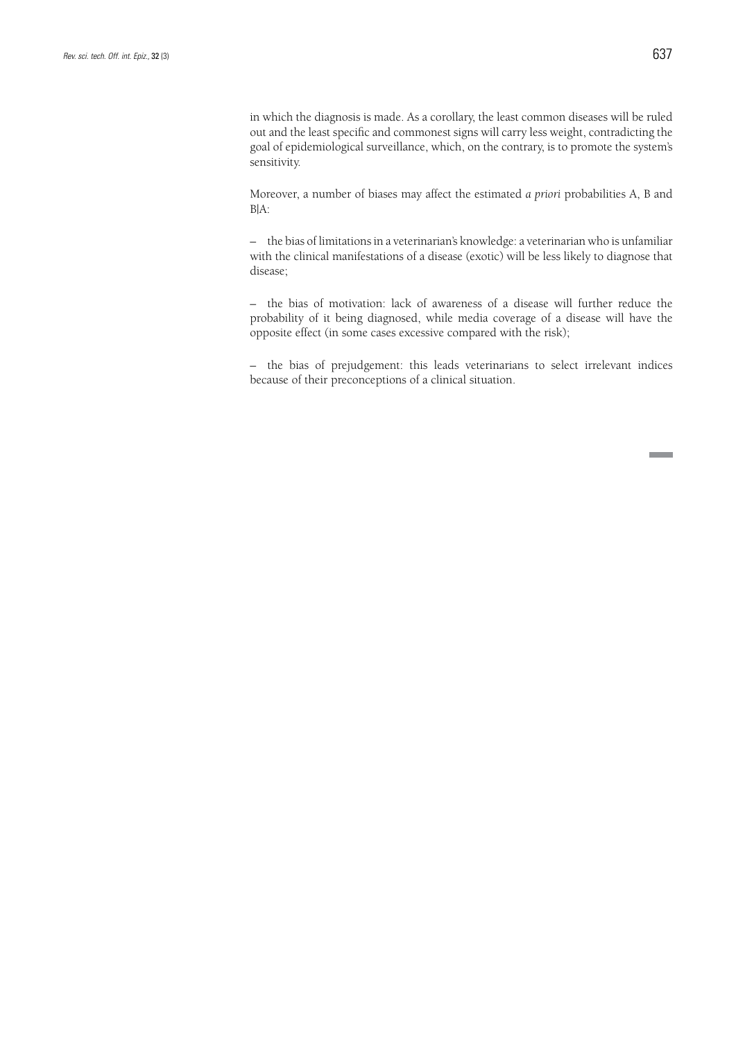in which the diagnosis is made. As a corollary, the least common diseases will be ruled out and the least specific and commonest signs will carry less weight, contradicting the goal of epidemiological surveillance, which, on the contrary, is to promote the system's sensitivity.

Moreover, a number of biases may affect the estimated *a priori* probabilities A, B and B|A:

– the bias of limitations in a veterinarian's knowledge: a veterinarian who is unfamiliar with the clinical manifestations of a disease (exotic) will be less likely to diagnose that disease;

– the bias of motivation: lack of awareness of a disease will further reduce the probability of it being diagnosed, while media coverage of a disease will have the opposite effect (in some cases excessive compared with the risk);

– the bias of prejudgement: this leads veterinarians to select irrelevant indices because of their preconceptions of a clinical situation.